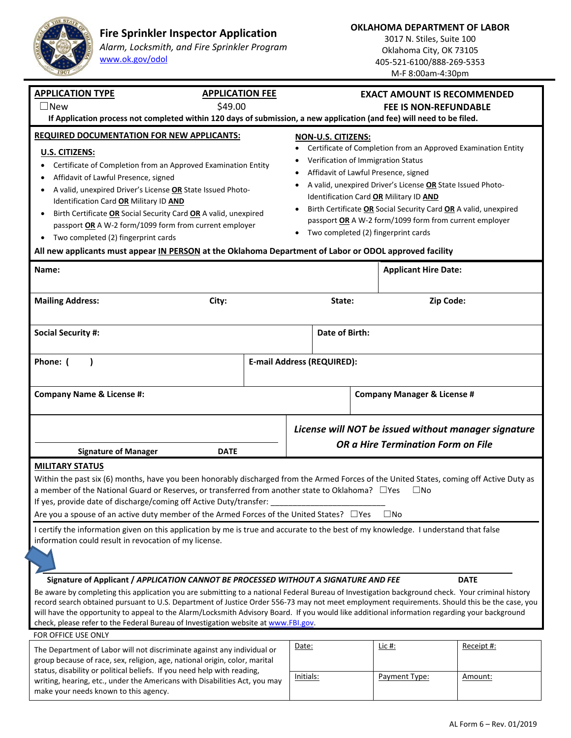# Fire Sprinkler Inspector Application

*Alarm, Locksmith, and Fire Sprinkler Program*

www.ok.gov/odol

**OKLAHOMA DEPARTMENT OF LABOR**
3017 N. Stiles, Suite 100
Oklahoma City, OK 73105
405-521-6100/888-269-5353
M-F 8:00am-4:30pm

| **APPLICATION TYPE** | **APPLICATION FEE** | **EXACT AMOUNT IS RECOMMENDED** |
|---|---|---|
| ☐New | $49.00 | **FEE IS NON-REFUNDABLE** |

**If Application process not completed within 120 days of submission, a new application (and fee) will need to be filed.**

## REQUIRED DOCUMENTATION FOR NEW APPLICANTS:

### U.S. CITIZENS:

- Certificate of Completion from an Approved Examination Entity
- Affidavit of Lawful Presence, signed
- A valid, unexpired Driver's License **OR** State Issued Photo-Identification Card **OR** Military ID **AND**
- Birth Certificate **OR** Social Security Card **OR** A valid, unexpired passport **OR** A W-2 form/1099 form from current employer
- Two completed (2) fingerprint cards

### NON-U.S. CITIZENS:

- Certificate of Completion from an Approved Examination Entity
- Verification of Immigration Status
- Affidavit of Lawful Presence, signed
- A valid, unexpired Driver's License **OR** State Issued Photo-Identification Card **OR** Military ID **AND**
- Birth Certificate **OR** Social Security Card **OR** A valid, unexpired passport **OR** A W-2 form/1099 form from current employer
- Two completed (2) fingerprint cards

**All new applicants must appear IN PERSON at the Oklahoma Department of Labor or ODOL approved facility**

| **Name:** | | | **Applicant Hire Date:** |
|---|---|---|---|
| **Mailing Address:** | **City:** | **State:** | **Zip Code:** |
| **Social Security #:** | | **Date of Birth:** | |
| **Phone: (    )** | **E-mail Address (REQUIRED):** | | |
| **Company Name & License #:** | | **Company Manager & License #** | |

______________________________
**Signature of Manager** **DATE**

***License will NOT be issued without manager signature OR a Hire Termination Form on File***

## MILITARY STATUS

Within the past six (6) months, have you been honorably discharged from the Armed Forces of the United States, coming off Active Duty as a member of the National Guard or Reserves, or transferred from another state to Oklahoma? ☐Yes ☐No

If yes, provide date of discharge/coming off Active Duty/transfer: ________________________

Are you a spouse of an active duty member of the Armed Forces of the United States? ☐Yes ☐No

I certify the information given on this application by me is true and accurate to the best of my knowledge. I understand that false information could result in revocation of my license.

______________________________
**Signature of Applicant / *APPLICATION CANNOT BE PROCESSED WITHOUT A SIGNATURE AND FEE*** **DATE**

Be aware by completing this application you are submitting to a national Federal Bureau of Investigation background check. Your criminal history record search obtained pursuant to U.S. Department of Justice Order 556-73 may not meet employment requirements. Should this be the case, you will have the opportunity to appeal to the Alarm/Locksmith Advisory Board. If you would like additional information regarding your background check, please refer to the Federal Bureau of Investigation website at www.FBI.gov.

FOR OFFICE USE ONLY

The Department of Labor will not discriminate against any individual or group because of race, sex, religion, age, national origin, color, marital status, disability or political beliefs. If you need help with reading, writing, hearing, etc., under the Americans with Disabilities Act, you may make your needs known to this agency.

| Date: | Lic #: | Receipt #: |
|---|---|---|
| Initials: | Payment Type: | Amount: |

AL Form 6 – Rev. 01/2019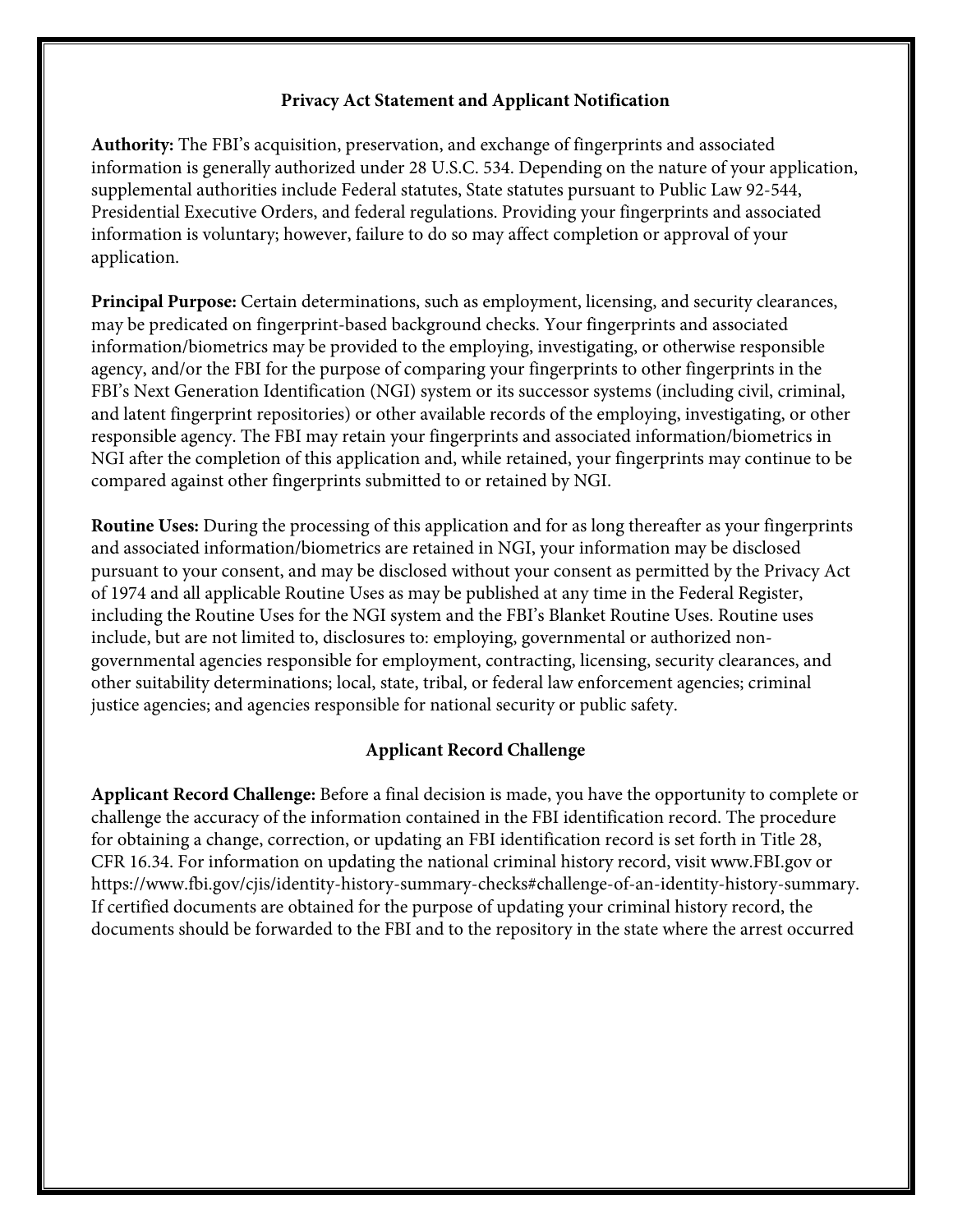## Privacy Act Statement and Applicant Notification

**Authority:** The FBI's acquisition, preservation, and exchange of fingerprints and associated information is generally authorized under 28 U.S.C. 534. Depending on the nature of your application, supplemental authorities include Federal statutes, State statutes pursuant to Public Law 92-544, Presidential Executive Orders, and federal regulations. Providing your fingerprints and associated information is voluntary; however, failure to do so may affect completion or approval of your application.

**Principal Purpose:** Certain determinations, such as employment, licensing, and security clearances, may be predicated on fingerprint-based background checks. Your fingerprints and associated information/biometrics may be provided to the employing, investigating, or otherwise responsible agency, and/or the FBI for the purpose of comparing your fingerprints to other fingerprints in the FBI's Next Generation Identification (NGI) system or its successor systems (including civil, criminal, and latent fingerprint repositories) or other available records of the employing, investigating, or other responsible agency. The FBI may retain your fingerprints and associated information/biometrics in NGI after the completion of this application and, while retained, your fingerprints may continue to be compared against other fingerprints submitted to or retained by NGI.

**Routine Uses:** During the processing of this application and for as long thereafter as your fingerprints and associated information/biometrics are retained in NGI, your information may be disclosed pursuant to your consent, and may be disclosed without your consent as permitted by the Privacy Act of 1974 and all applicable Routine Uses as may be published at any time in the Federal Register, including the Routine Uses for the NGI system and the FBI's Blanket Routine Uses. Routine uses include, but are not limited to, disclosures to: employing, governmental or authorized non-governmental agencies responsible for employment, contracting, licensing, security clearances, and other suitability determinations; local, state, tribal, or federal law enforcement agencies; criminal justice agencies; and agencies responsible for national security or public safety.

## Applicant Record Challenge

**Applicant Record Challenge:** Before a final decision is made, you have the opportunity to complete or challenge the accuracy of the information contained in the FBI identification record. The procedure for obtaining a change, correction, or updating an FBI identification record is set forth in Title 28, CFR 16.34. For information on updating the national criminal history record, visit www.FBI.gov or https://www.fbi.gov/cjis/identity-history-summary-checks#challenge-of-an-identity-history-summary. If certified documents are obtained for the purpose of updating your criminal history record, the documents should be forwarded to the FBI and to the repository in the state where the arrest occurred